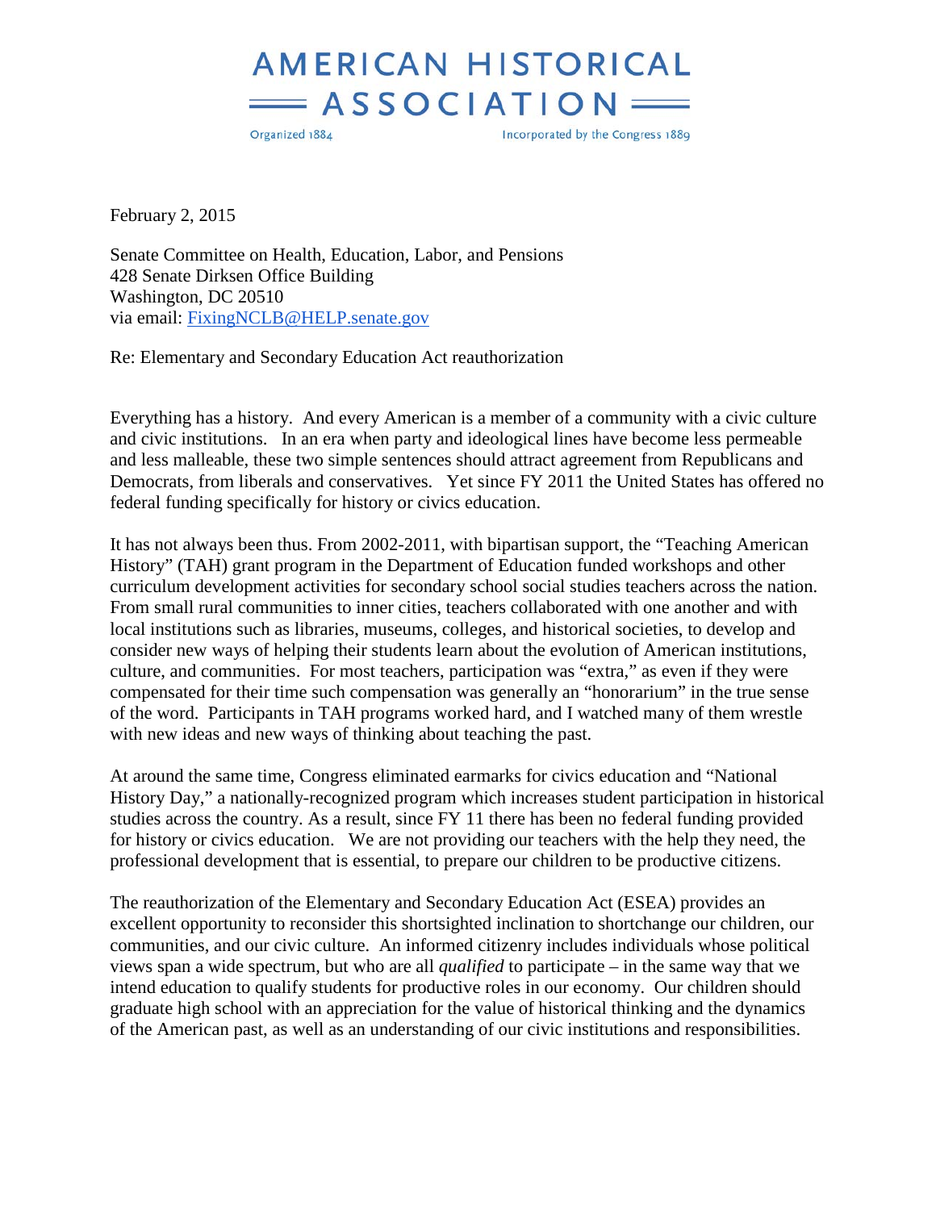# AMERICAN HISTORICAL ASSOCIATION

Organized 1884 — Incorporated by the Congress 1889

February 2, 2015

Senate Committee on Health, Education, Labor, and Pensions
428 Senate Dirksen Office Building
Washington, DC 20510
via email: FixingNCLB@HELP.senate.gov

Re: Elementary and Secondary Education Act reauthorization

Everything has a history. And every American is a member of a community with a civic culture and civic institutions. In an era when party and ideological lines have become less permeable and less malleable, these two simple sentences should attract agreement from Republicans and Democrats, from liberals and conservatives. Yet since FY 2011 the United States has offered no federal funding specifically for history or civics education.

It has not always been thus. From 2002-2011, with bipartisan support, the "Teaching American History" (TAH) grant program in the Department of Education funded workshops and other curriculum development activities for secondary school social studies teachers across the nation. From small rural communities to inner cities, teachers collaborated with one another and with local institutions such as libraries, museums, colleges, and historical societies, to develop and consider new ways of helping their students learn about the evolution of American institutions, culture, and communities. For most teachers, participation was "extra," as even if they were compensated for their time such compensation was generally an "honorarium" in the true sense of the word. Participants in TAH programs worked hard, and I watched many of them wrestle with new ideas and new ways of thinking about teaching the past.

At around the same time, Congress eliminated earmarks for civics education and "National History Day," a nationally-recognized program which increases student participation in historical studies across the country. As a result, since FY 11 there has been no federal funding provided for history or civics education. We are not providing our teachers with the help they need, the professional development that is essential, to prepare our children to be productive citizens.

The reauthorization of the Elementary and Secondary Education Act (ESEA) provides an excellent opportunity to reconsider this shortsighted inclination to shortchange our children, our communities, and our civic culture. An informed citizenry includes individuals whose political views span a wide spectrum, but who are all *qualified* to participate – in the same way that we intend education to qualify students for productive roles in our economy. Our children should graduate high school with an appreciation for the value of historical thinking and the dynamics of the American past, as well as an understanding of our civic institutions and responsibilities.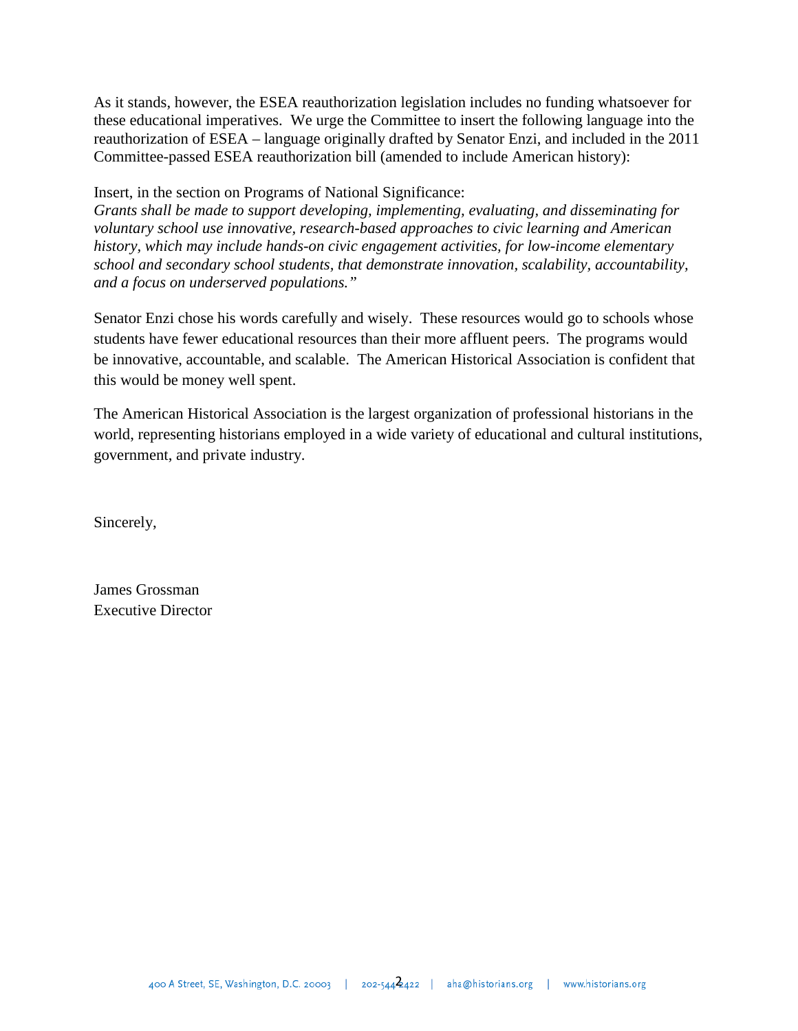As it stands, however, the ESEA reauthorization legislation includes no funding whatsoever for these educational imperatives. We urge the Committee to insert the following language into the reauthorization of ESEA – language originally drafted by Senator Enzi, and included in the 2011 Committee-passed ESEA reauthorization bill (amended to include American history):

Insert, in the section on Programs of National Significance:
*Grants shall be made to support developing, implementing, evaluating, and disseminating for voluntary school use innovative, research-based approaches to civic learning and American history, which may include hands-on civic engagement activities, for low-income elementary school and secondary school students, that demonstrate innovation, scalability, accountability, and a focus on underserved populations."*

Senator Enzi chose his words carefully and wisely. These resources would go to schools whose students have fewer educational resources than their more affluent peers. The programs would be innovative, accountable, and scalable. The American Historical Association is confident that this would be money well spent.

The American Historical Association is the largest organization of professional historians in the world, representing historians employed in a wide variety of educational and cultural institutions, government, and private industry.

Sincerely,

James Grossman
Executive Director

400 A Street, SE, Washington, D.C. 20003 | 202-544-2422 | aha@historians.org | www.historians.org